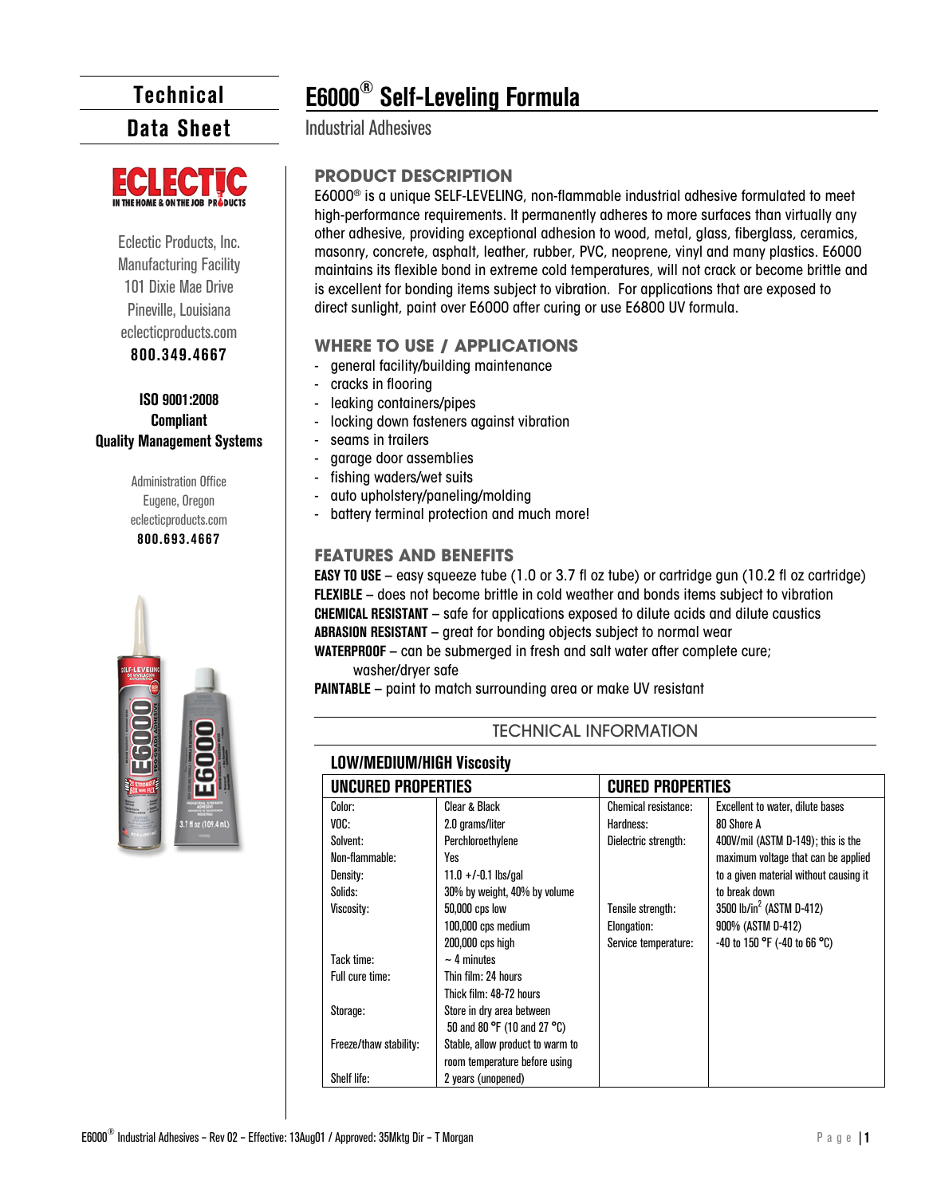# Technical Data Sheet

ECLECTIC
IN THE HOME & ON THE JOB PRODUCTS

Eclectic Products, Inc.
Manufacturing Facility
101 Dixie Mae Drive
Pineville, Louisiana
eclecticproducts.com
**800.349.4667**

**ISO 9001:2008 Compliant Quality Management Systems**

Administration Office
Eugene, Oregon
eclecticproducts.com
**800.693.4667**

# E6000® Self-Leveling Formula

Industrial Adhesives

## PRODUCT DESCRIPTION

E6000® is a unique SELF-LEVELING, non-flammable industrial adhesive formulated to meet high-performance requirements. It permanently adheres to more surfaces than virtually any other adhesive, providing exceptional adhesion to wood, metal, glass, fiberglass, ceramics, masonry, concrete, asphalt, leather, rubber, PVC, neoprene, vinyl and many plastics. E6000 maintains its flexible bond in extreme cold temperatures, will not crack or become brittle and is excellent for bonding items subject to vibration. For applications that are exposed to direct sunlight, paint over E6000 after curing or use E6800 UV formula.

## WHERE TO USE / APPLICATIONS

- general facility/building maintenance
- cracks in flooring
- leaking containers/pipes
- locking down fasteners against vibration
- seams in trailers
- garage door assemblies
- fishing waders/wet suits
- auto upholstery/paneling/molding
- battery terminal protection and much more!

## FEATURES AND BENEFITS

**EASY TO USE** – easy squeeze tube (1.0 or 3.7 fl oz tube) or cartridge gun (10.2 fl oz cartridge)
**FLEXIBLE** – does not become brittle in cold weather and bonds items subject to vibration
**CHEMICAL RESISTANT** – safe for applications exposed to dilute acids and dilute caustics
**ABRASION RESISTANT** – great for bonding objects subject to normal wear
**WATERPROOF** – can be submerged in fresh and salt water after complete cure; washer/dryer safe
**PAINTABLE** – paint to match surrounding area or make UV resistant

## TECHNICAL INFORMATION

### LOW/MEDIUM/HIGH Viscosity

| UNCURED PROPERTIES | | CURED PROPERTIES | |
|---|---|---|---|
| Color: | Clear & Black | Chemical resistance: | Excellent to water, dilute bases |
| VOC: | 2.0 grams/liter | Hardness: | 80 Shore A |
| Solvent: | Perchloroethylene | Dielectric strength: | 400V/mil (ASTM D-149); this is the maximum voltage that can be applied to a given material without causing it to break down |
| Non-flammable: | Yes | | |
| Density: | 11.0 +/-0.1 lbs/gal | | |
| Solids: | 30% by weight, 40% by volume | | |
| Viscosity: | 50,000 cps low<br>100,000 cps medium<br>200,000 cps high | Tensile strength:<br>Elongation:<br>Service temperature: | 3500 lb/in$^2$ (ASTM D-412)<br>900% (ASTM D-412)<br>-40 to 150 °F (-40 to 66 °C) |
| Tack time: | ~ 4 minutes | | |
| Full cure time: | Thin film: 24 hours<br>Thick film: 48-72 hours | | |
| Storage: | Store in dry area between 50 and 80 °F (10 and 27 °C) | | |
| Freeze/thaw stability: | Stable, allow product to warm to room temperature before using | | |
| Shelf life: | 2 years (unopened) | | |

E6000® Industrial Adhesives – Rev 02 – Effective: 13Aug01 / Approved: 35Mktg Dir – T Morgan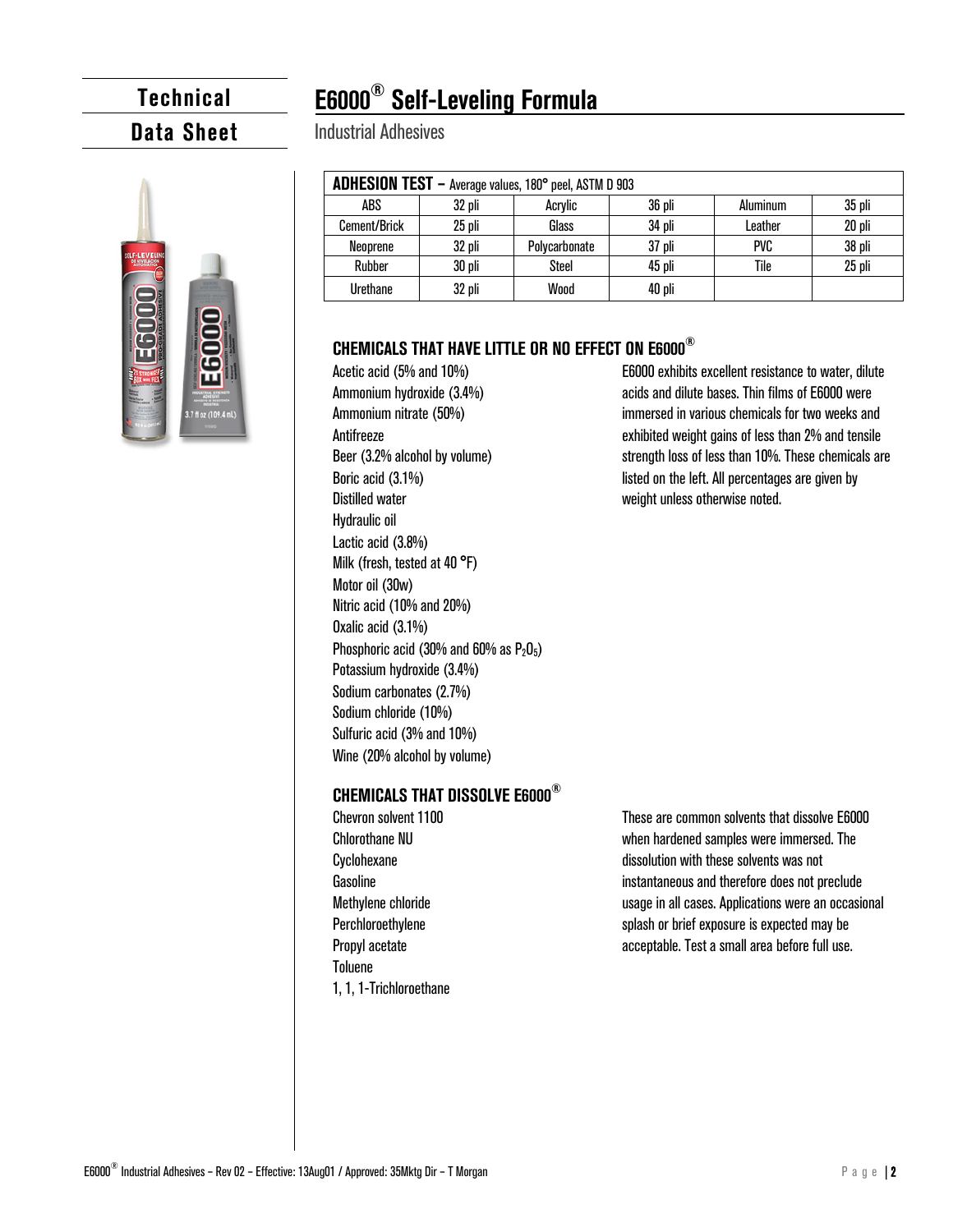# E6000® Self-Leveling Formula

Industrial Adhesives

| ADHESION TEST – Average values, 180° peel, ASTM D 903 | | | | | |
|---|---|---|---|---|---|
| ABS | 32 pli | Acrylic | 36 pli | Aluminum | 35 pli |
| Cement/Brick | 25 pli | Glass | 34 pli | Leather | 20 pli |
| Neoprene | 32 pli | Polycarbonate | 37 pli | PVC | 38 pli |
| Rubber | 30 pli | Steel | 45 pli | Tile | 25 pli |
| Urethane | 32 pli | Wood | 40 pli | | |

## CHEMICALS THAT HAVE LITTLE OR NO EFFECT ON E6000®

Acetic acid (5% and 10%)
Ammonium hydroxide (3.4%)
Ammonium nitrate (50%)
Antifreeze
Beer (3.2% alcohol by volume)
Boric acid (3.1%)
Distilled water
Hydraulic oil
Lactic acid (3.8%)
Milk (fresh, tested at 40 °F)
Motor oil (30w)
Nitric acid (10% and 20%)
Oxalic acid (3.1%)
Phosphoric acid (30% and 60% as $P_2O_5$)
Potassium hydroxide (3.4%)
Sodium carbonates (2.7%)
Sodium chloride (10%)
Sulfuric acid (3% and 10%)
Wine (20% alcohol by volume)

E6000 exhibits excellent resistance to water, dilute acids and dilute bases. Thin films of E6000 were immersed in various chemicals for two weeks and exhibited weight gains of less than 2% and tensile strength loss of less than 10%. These chemicals are listed on the left. All percentages are given by weight unless otherwise noted.

## CHEMICALS THAT DISSOLVE E6000®

Chevron solvent 1100
Chlorothane NU
Cyclohexane
Gasoline
Methylene chloride
Perchloroethylene
Propyl acetate
Toluene
1, 1, 1-Trichloroethane

These are common solvents that dissolve E6000 when hardened samples were immersed. The dissolution with these solvents was not instantaneous and therefore does not preclude usage in all cases. Applications were an occasional splash or brief exposure is expected may be acceptable. Test a small area before full use.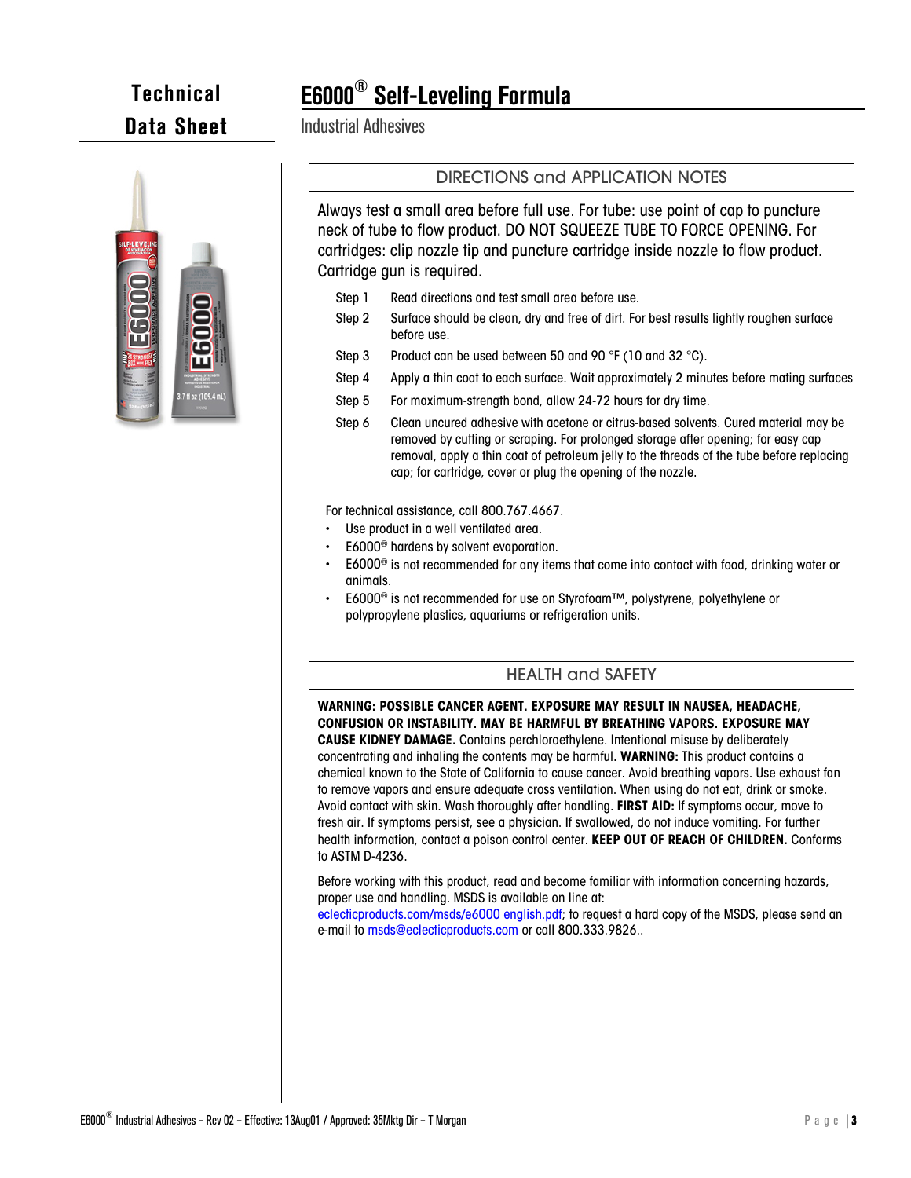# Technical Data Sheet

# E6000® Self-Leveling Formula

Industrial Adhesives

## DIRECTIONS and APPLICATION NOTES

Always test a small area before full use. For tube: use point of cap to puncture neck of tube to flow product. DO NOT SQUEEZE TUBE TO FORCE OPENING. For cartridges: clip nozzle tip and puncture cartridge inside nozzle to flow product. Cartridge gun is required.

- Step 1 Read directions and test small area before use.
- Step 2 Surface should be clean, dry and free of dirt. For best results lightly roughen surface before use.
- Step 3 Product can be used between 50 and 90 °F (10 and 32 °C).
- Step 4 Apply a thin coat to each surface. Wait approximately 2 minutes before mating surfaces
- Step 5 For maximum-strength bond, allow 24-72 hours for dry time.
- Step 6 Clean uncured adhesive with acetone or citrus-based solvents. Cured material may be removed by cutting or scraping. For prolonged storage after opening; for easy cap removal, apply a thin coat of petroleum jelly to the threads of the tube before replacing cap; for cartridge, cover or plug the opening of the nozzle.

For technical assistance, call 800.767.4667.

- Use product in a well ventilated area.
- E6000® hardens by solvent evaporation.
- E6000® is not recommended for any items that come into contact with food, drinking water or animals.
- E6000® is not recommended for use on Styrofoam™, polystyrene, polyethylene or polypropylene plastics, aquariums or refrigeration units.

## HEALTH and SAFETY

**WARNING: POSSIBLE CANCER AGENT. EXPOSURE MAY RESULT IN NAUSEA, HEADACHE, CONFUSION OR INSTABILITY. MAY BE HARMFUL BY BREATHING VAPORS. EXPOSURE MAY CAUSE KIDNEY DAMAGE.** Contains perchloroethylene. Intentional misuse by deliberately concentrating and inhaling the contents may be harmful. **WARNING:** This product contains a chemical known to the State of California to cause cancer. Avoid breathing vapors. Use exhaust fan to remove vapors and ensure adequate cross ventilation. When using do not eat, drink or smoke. Avoid contact with skin. Wash thoroughly after handling. **FIRST AID:** If symptoms occur, move to fresh air. If symptoms persist, see a physician. If swallowed, do not induce vomiting. For further health information, contact a poison control center. **KEEP OUT OF REACH OF CHILDREN.** Conforms to ASTM D-4236.

Before working with this product, read and become familiar with information concerning hazards, proper use and handling. MSDS is available on line at: eclecticproducts.com/msds/e6000 english.pdf; to request a hard copy of the MSDS, please send an e-mail to msds@eclecticproducts.com or call 800.333.9826..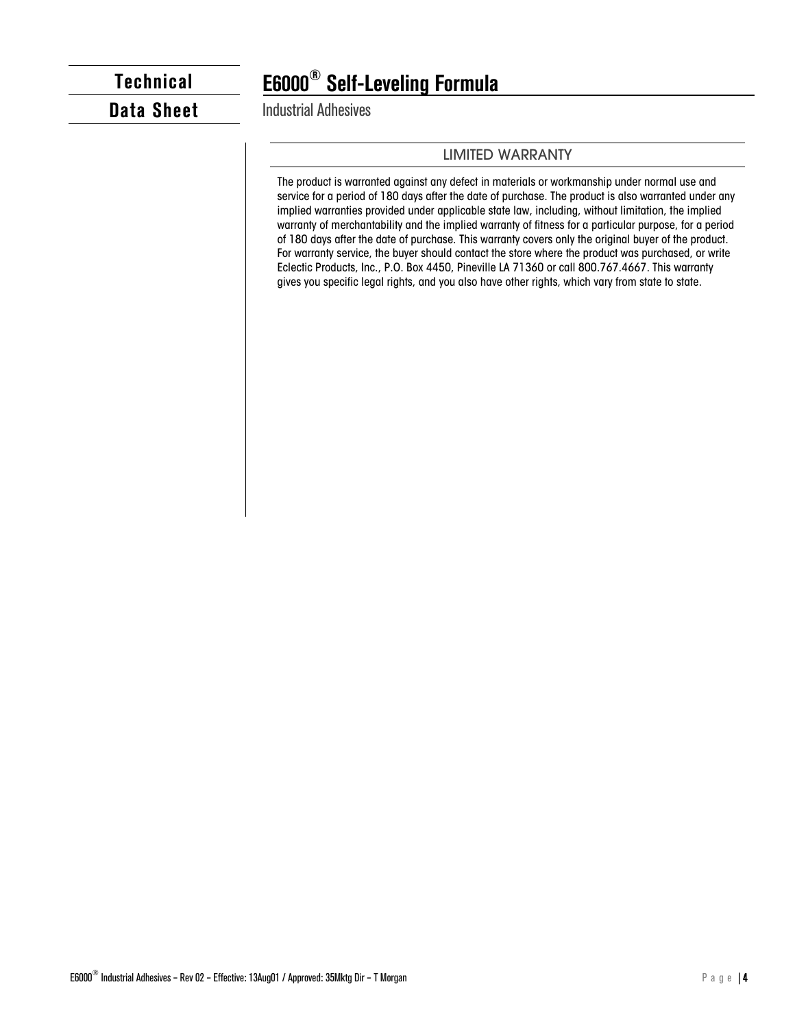## LIMITED WARRANTY

The product is warranted against any defect in materials or workmanship under normal use and service for a period of 180 days after the date of purchase. The product is also warranted under any implied warranties provided under applicable state law, including, without limitation, the implied warranty of merchantability and the implied warranty of fitness for a particular purpose, for a period of 180 days after the date of purchase. This warranty covers only the original buyer of the product. For warranty service, the buyer should contact the store where the product was purchased, or write Eclectic Products, Inc., P.O. Box 4450, Pineville LA 71360 or call 800.767.4667. This warranty gives you specific legal rights, and you also have other rights, which vary from state to state.